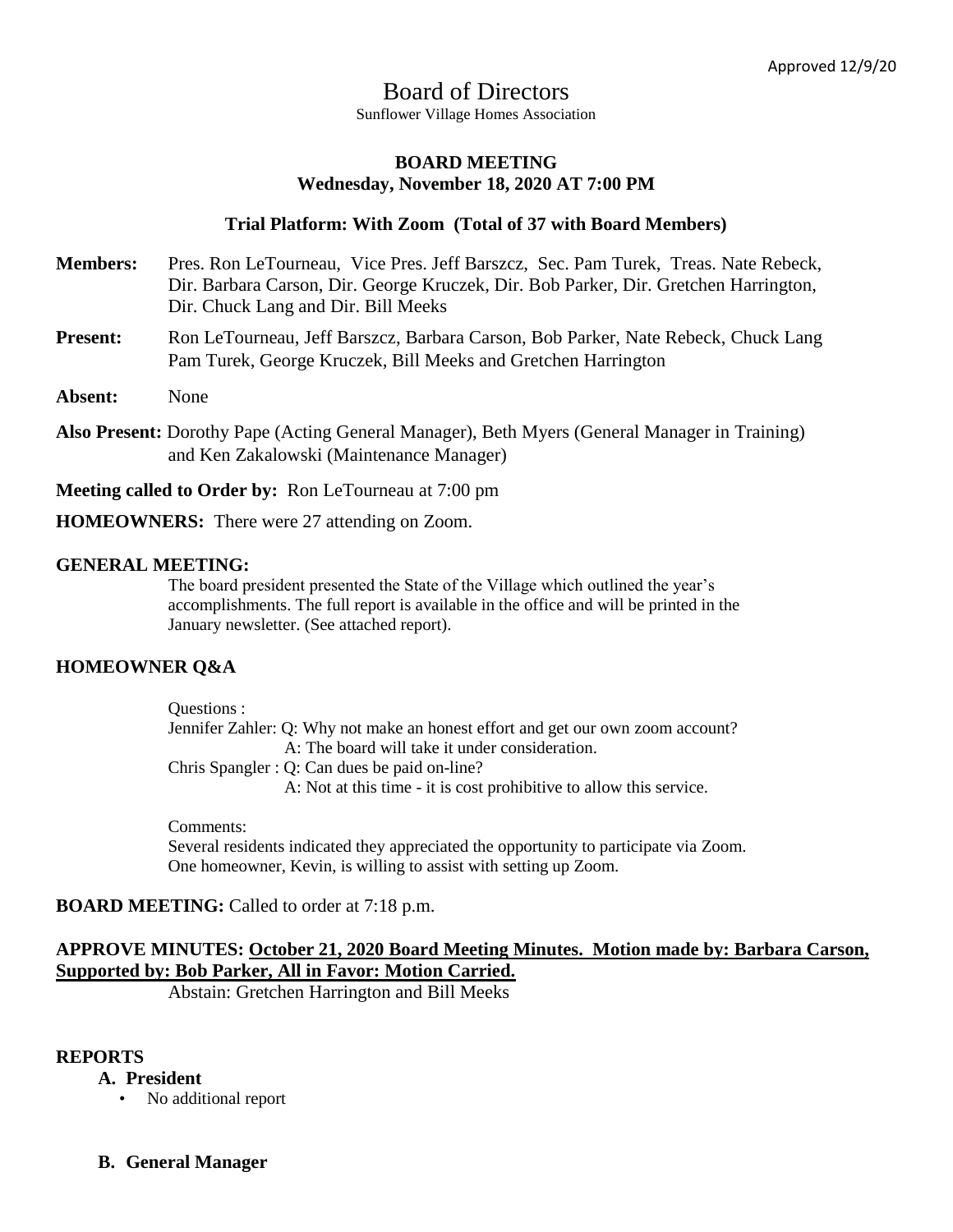Approved 12/9/20

# Board of Directors

Sunflower Village Homes Association

**BOARD MEETING**
**Wednesday, November 18, 2020 AT 7:00 PM**

**Trial Platform: With Zoom (Total of 37 with Board Members)**

**Members:** Pres. Ron LeTourneau, Vice Pres. Jeff Barszcz, Sec. Pam Turek, Treas. Nate Rebeck, Dir. Barbara Carson, Dir. George Kruczek, Dir. Bob Parker, Dir. Gretchen Harrington, Dir. Chuck Lang and Dir. Bill Meeks

**Present:** Ron LeTourneau, Jeff Barszcz, Barbara Carson, Bob Parker, Nate Rebeck, Chuck Lang Pam Turek, George Kruczek, Bill Meeks and Gretchen Harrington

**Absent:** None

**Also Present:** Dorothy Pape (Acting General Manager), Beth Myers (General Manager in Training) and Ken Zakalowski (Maintenance Manager)

**Meeting called to Order by:** Ron LeTourneau at 7:00 pm

**HOMEOWNERS:** There were 27 attending on Zoom.

**GENERAL MEETING:**

The board president presented the State of the Village which outlined the year's accomplishments. The full report is available in the office and will be printed in the January newsletter. (See attached report).

**HOMEOWNER Q&A**

Questions :

Jennifer Zahler: Q: Why not make an honest effort and get our own zoom account?
A: The board will take it under consideration.

Chris Spangler : Q: Can dues be paid on-line?
A: Not at this time - it is cost prohibitive to allow this service.

Comments:

Several residents indicated they appreciated the opportunity to participate via Zoom.
One homeowner, Kevin, is willing to assist with setting up Zoom.

**BOARD MEETING:** Called to order at 7:18 p.m.

**APPROVE MINUTES:** **October 21, 2020 Board Meeting Minutes. Motion made by: Barbara Carson, Supported by: Bob Parker, All in Favor: Motion Carried.**

Abstain: Gretchen Harrington and Bill Meeks

**REPORTS**

**A. President**

- No additional report

**B. General Manager**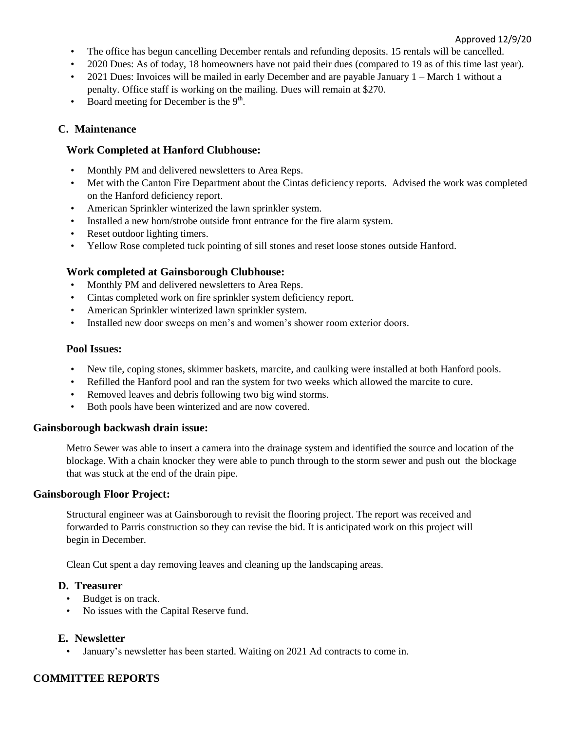Approved 12/9/20

- The office has begun cancelling December rentals and refunding deposits. 15 rentals will be cancelled.
- 2020 Dues: As of today, 18 homeowners have not paid their dues (compared to 19 as of this time last year).
- 2021 Dues: Invoices will be mailed in early December and are payable January 1 – March 1 without a penalty. Office staff is working on the mailing. Dues will remain at $270.
- Board meeting for December is the 9th.

## C. Maintenance

### Work Completed at Hanford Clubhouse:

- Monthly PM and delivered newsletters to Area Reps.
- Met with the Canton Fire Department about the Cintas deficiency reports. Advised the work was completed on the Hanford deficiency report.
- American Sprinkler winterized the lawn sprinkler system.
- Installed a new horn/strobe outside front entrance for the fire alarm system.
- Reset outdoor lighting timers.
- Yellow Rose completed tuck pointing of sill stones and reset loose stones outside Hanford.

### Work completed at Gainsborough Clubhouse:

- Monthly PM and delivered newsletters to Area Reps.
- Cintas completed work on fire sprinkler system deficiency report.
- American Sprinkler winterized lawn sprinkler system.
- Installed new door sweeps on men's and women's shower room exterior doors.

### Pool Issues:

- New tile, coping stones, skimmer baskets, marcite, and caulking were installed at both Hanford pools.
- Refilled the Hanford pool and ran the system for two weeks which allowed the marcite to cure.
- Removed leaves and debris following two big wind storms.
- Both pools have been winterized and are now covered.

### Gainsborough backwash drain issue:

Metro Sewer was able to insert a camera into the drainage system and identified the source and location of the blockage. With a chain knocker they were able to punch through to the storm sewer and push out the blockage that was stuck at the end of the drain pipe.

### Gainsborough Floor Project:

Structural engineer was at Gainsborough to revisit the flooring project. The report was received and forwarded to Parris construction so they can revise the bid. It is anticipated work on this project will begin in December.

Clean Cut spent a day removing leaves and cleaning up the landscaping areas.

## D. Treasurer

- Budget is on track.
- No issues with the Capital Reserve fund.

## E. Newsletter

- January's newsletter has been started. Waiting on 2021 Ad contracts to come in.

## COMMITTEE REPORTS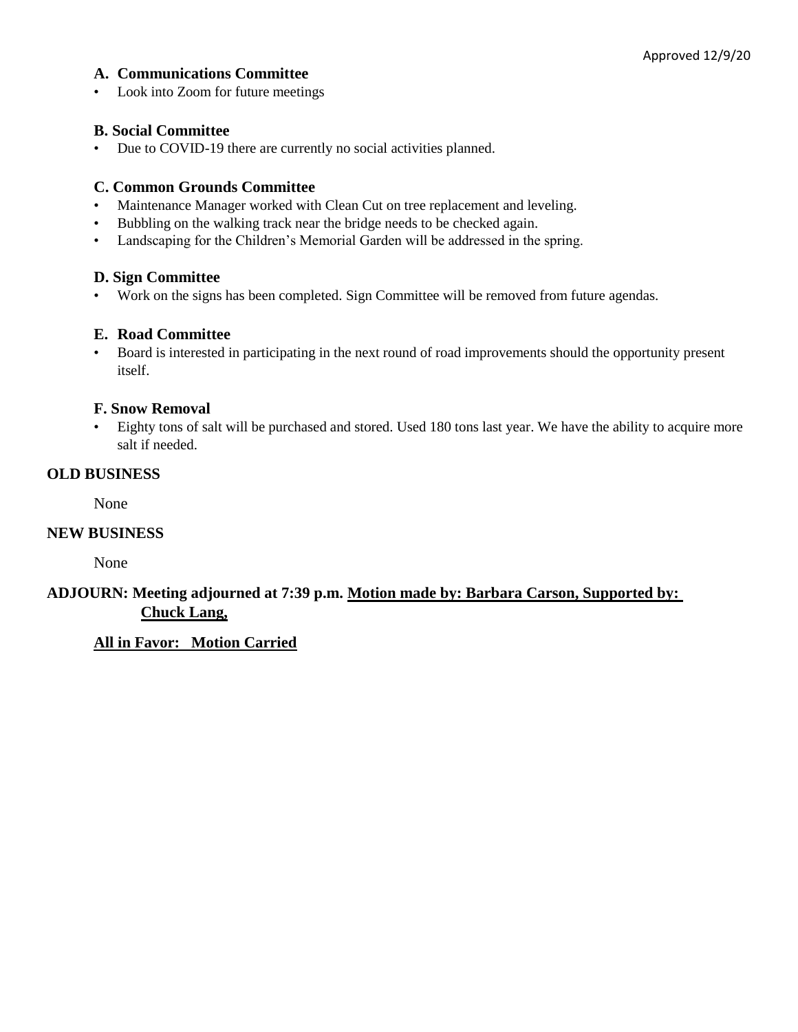Approved 12/9/20

### A. Communications Committee

- Look into Zoom for future meetings

### B. Social Committee

- Due to COVID-19 there are currently no social activities planned.

### C. Common Grounds Committee

- Maintenance Manager worked with Clean Cut on tree replacement and leveling.
- Bubbling on the walking track near the bridge needs to be checked again.
- Landscaping for the Children's Memorial Garden will be addressed in the spring.

### D. Sign Committee

- Work on the signs has been completed. Sign Committee will be removed from future agendas.

### E. Road Committee

- Board is interested in participating in the next round of road improvements should the opportunity present itself.

### F. Snow Removal

- Eighty tons of salt will be purchased and stored. Used 180 tons last year. We have the ability to acquire more salt if needed.

## OLD BUSINESS

None

## NEW BUSINESS

None

**ADJOURN: Meeting adjourned at 7:39 p.m. <u>Motion made by: Barbara Carson, Supported by: Chuck Lang,</u>**

**<u>All in Favor: Motion Carried</u>**